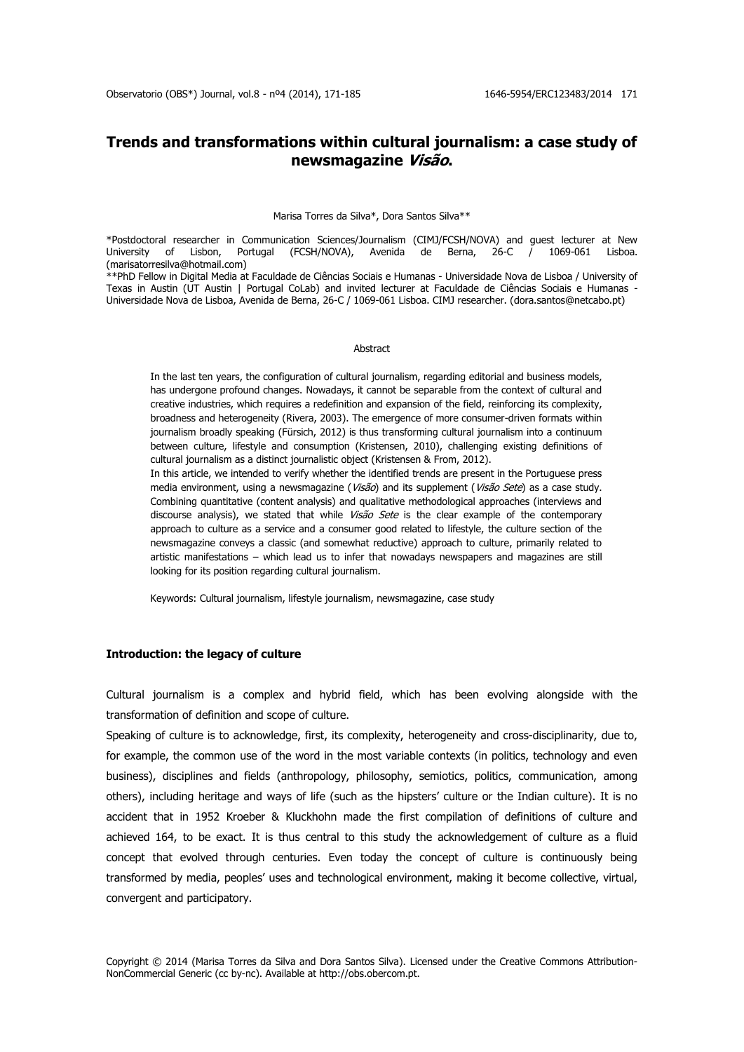# Trends and transformations within cultural journalism: a case study of newsmagazine *Visão*.

Marisa Torres da Silva*, Dora Santos Silva**

*Postdoctoral researcher in Communication Sciences/Journalism (CIMJ/FCSH/NOVA) and guest lecturer at New University of Lisbon, Portugal (FCSH/NOVA), Avenida de Berna, 26-C / 1069-061 Lisboa. (marisatorresilva@hotmail.com)

**PhD Fellow in Digital Media at Faculdade de Ciências Sociais e Humanas - Universidade Nova de Lisboa / University of Texas in Austin (UT Austin | Portugal CoLab) and invited lecturer at Faculdade de Ciências Sociais e Humanas - Universidade Nova de Lisboa, Avenida de Berna, 26-C / 1069-061 Lisboa. CIMJ researcher. (dora.santos@netcabo.pt)

## Abstract

In the last ten years, the configuration of cultural journalism, regarding editorial and business models, has undergone profound changes. Nowadays, it cannot be separable from the context of cultural and creative industries, which requires a redefinition and expansion of the field, reinforcing its complexity, broadness and heterogeneity (Rivera, 2003). The emergence of more consumer-driven formats within journalism broadly speaking (Fürsich, 2012) is thus transforming cultural journalism into a continuum between culture, lifestyle and consumption (Kristensen, 2010), challenging existing definitions of cultural journalism as a distinct journalistic object (Kristensen & From, 2012).

In this article, we intended to verify whether the identified trends are present in the Portuguese press media environment, using a newsmagazine (*Visão*) and its supplement (*Visão Sete*) as a case study. Combining quantitative (content analysis) and qualitative methodological approaches (interviews and discourse analysis), we stated that while *Visão Sete* is the clear example of the contemporary approach to culture as a service and a consumer good related to lifestyle, the culture section of the newsmagazine conveys a classic (and somewhat reductive) approach to culture, primarily related to artistic manifestations – which lead us to infer that nowadays newspapers and magazines are still looking for its position regarding cultural journalism.

Keywords: Cultural journalism, lifestyle journalism, newsmagazine, case study

## Introduction: the legacy of culture

Cultural journalism is a complex and hybrid field, which has been evolving alongside with the transformation of definition and scope of culture.

Speaking of culture is to acknowledge, first, its complexity, heterogeneity and cross-disciplinarity, due to, for example, the common use of the word in the most variable contexts (in politics, technology and even business), disciplines and fields (anthropology, philosophy, semiotics, politics, communication, among others), including heritage and ways of life (such as the hipsters' culture or the Indian culture). It is no accident that in 1952 Kroeber & Kluckhohn made the first compilation of definitions of culture and achieved 164, to be exact. It is thus central to this study the acknowledgement of culture as a fluid concept that evolved through centuries. Even today the concept of culture is continuously being transformed by media, peoples' uses and technological environment, making it become collective, virtual, convergent and participatory.

Copyright © 2014 (Marisa Torres da Silva and Dora Santos Silva). Licensed under the Creative Commons Attribution-NonCommercial Generic (cc by-nc). Available at http://obs.obercom.pt.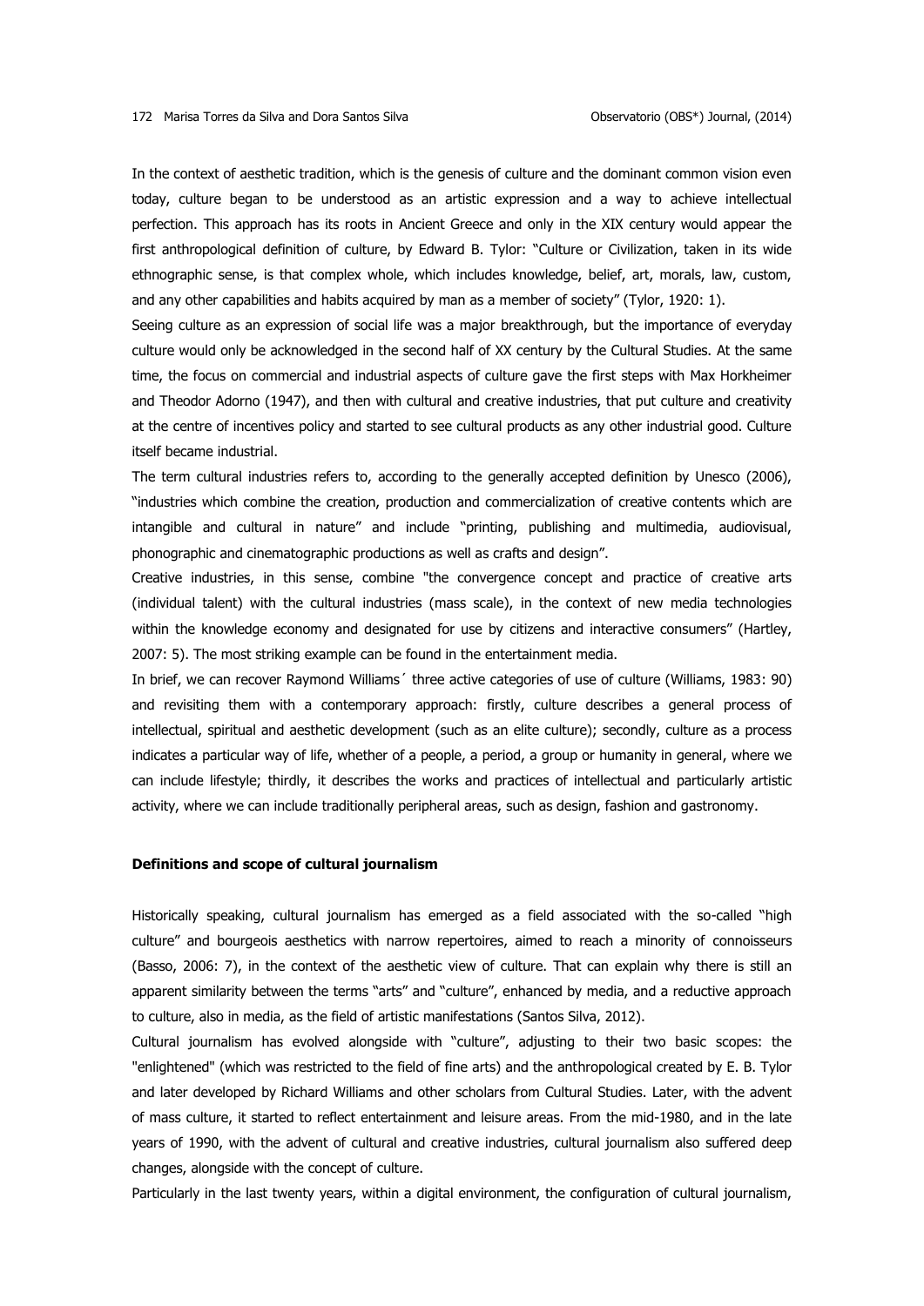In the context of aesthetic tradition, which is the genesis of culture and the dominant common vision even today, culture began to be understood as an artistic expression and a way to achieve intellectual perfection. This approach has its roots in Ancient Greece and only in the XIX century would appear the first anthropological definition of culture, by Edward B. Tylor: "Culture or Civilization, taken in its wide ethnographic sense, is that complex whole, which includes knowledge, belief, art, morals, law, custom, and any other capabilities and habits acquired by man as a member of society" (Tylor, 1920: 1).

Seeing culture as an expression of social life was a major breakthrough, but the importance of everyday culture would only be acknowledged in the second half of XX century by the Cultural Studies. At the same time, the focus on commercial and industrial aspects of culture gave the first steps with Max Horkheimer and Theodor Adorno (1947), and then with cultural and creative industries, that put culture and creativity at the centre of incentives policy and started to see cultural products as any other industrial good. Culture itself became industrial.

The term cultural industries refers to, according to the generally accepted definition by Unesco (2006), "industries which combine the creation, production and commercialization of creative contents which are intangible and cultural in nature" and include "printing, publishing and multimedia, audiovisual, phonographic and cinematographic productions as well as crafts and design".

Creative industries, in this sense, combine "the convergence concept and practice of creative arts (individual talent) with the cultural industries (mass scale), in the context of new media technologies within the knowledge economy and designated for use by citizens and interactive consumers" (Hartley, 2007: 5). The most striking example can be found in the entertainment media.

In brief, we can recover Raymond Williams´ three active categories of use of culture (Williams, 1983: 90) and revisiting them with a contemporary approach: firstly, culture describes a general process of intellectual, spiritual and aesthetic development (such as an elite culture); secondly, culture as a process indicates a particular way of life, whether of a people, a period, a group or humanity in general, where we can include lifestyle; thirdly, it describes the works and practices of intellectual and particularly artistic activity, where we can include traditionally peripheral areas, such as design, fashion and gastronomy.

**Definitions and scope of cultural journalism**

Historically speaking, cultural journalism has emerged as a field associated with the so-called "high culture" and bourgeois aesthetics with narrow repertoires, aimed to reach a minority of connoisseurs (Basso, 2006: 7), in the context of the aesthetic view of culture. That can explain why there is still an apparent similarity between the terms "arts" and "culture", enhanced by media, and a reductive approach to culture, also in media, as the field of artistic manifestations (Santos Silva, 2012).

Cultural journalism has evolved alongside with "culture", adjusting to their two basic scopes: the "enlightened" (which was restricted to the field of fine arts) and the anthropological created by E. B. Tylor and later developed by Richard Williams and other scholars from Cultural Studies. Later, with the advent of mass culture, it started to reflect entertainment and leisure areas. From the mid-1980, and in the late years of 1990, with the advent of cultural and creative industries, cultural journalism also suffered deep changes, alongside with the concept of culture.

Particularly in the last twenty years, within a digital environment, the configuration of cultural journalism,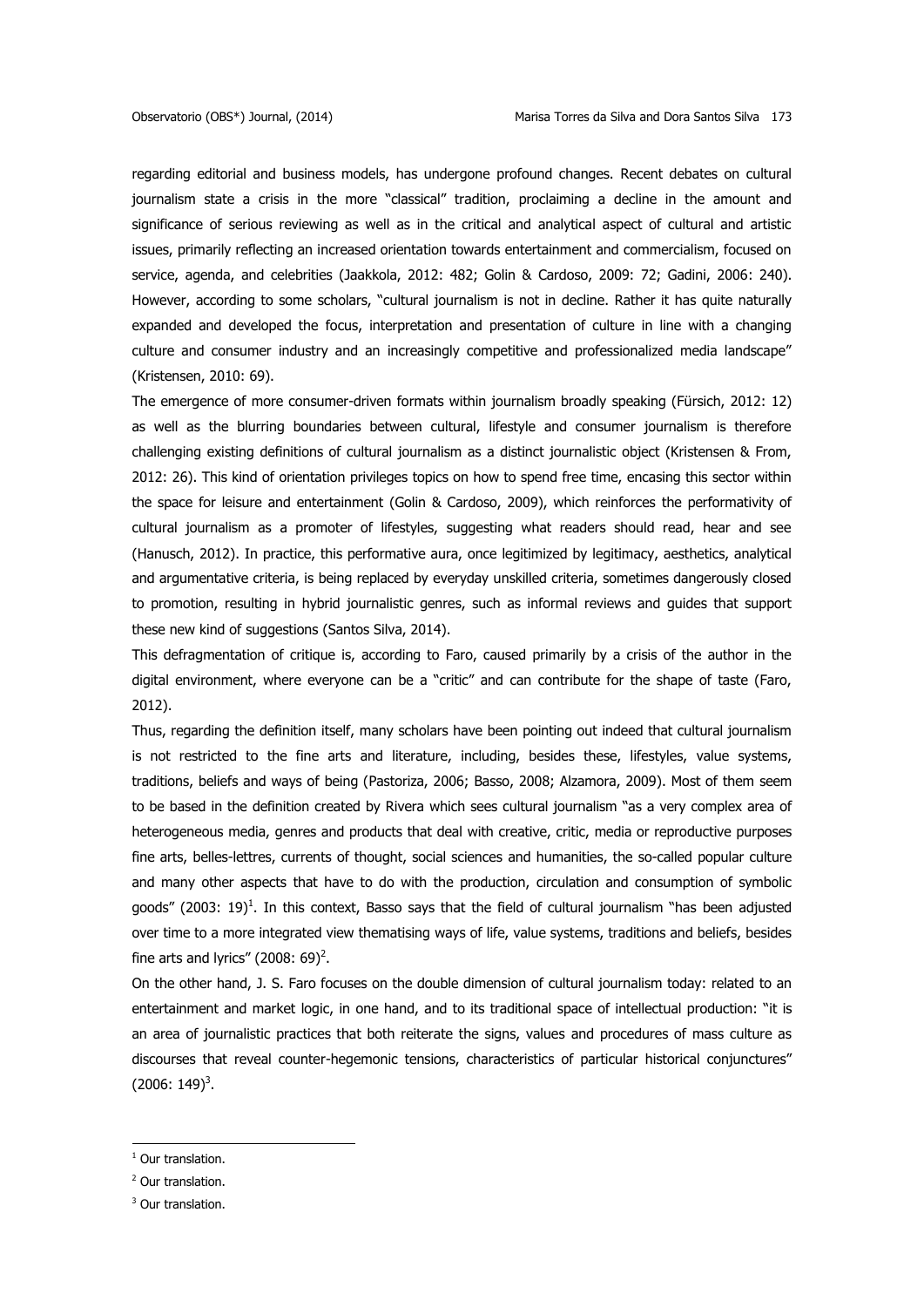regarding editorial and business models, has undergone profound changes. Recent debates on cultural journalism state a crisis in the more "classical" tradition, proclaiming a decline in the amount and significance of serious reviewing as well as in the critical and analytical aspect of cultural and artistic issues, primarily reflecting an increased orientation towards entertainment and commercialism, focused on service, agenda, and celebrities (Jaakkola, 2012: 482; Golin & Cardoso, 2009: 72; Gadini, 2006: 240). However, according to some scholars, "cultural journalism is not in decline. Rather it has quite naturally expanded and developed the focus, interpretation and presentation of culture in line with a changing culture and consumer industry and an increasingly competitive and professionalized media landscape" (Kristensen, 2010: 69).

The emergence of more consumer-driven formats within journalism broadly speaking (Fürsich, 2012: 12) as well as the blurring boundaries between cultural, lifestyle and consumer journalism is therefore challenging existing definitions of cultural journalism as a distinct journalistic object (Kristensen & From, 2012: 26). This kind of orientation privileges topics on how to spend free time, encasing this sector within the space for leisure and entertainment (Golin & Cardoso, 2009), which reinforces the performativity of cultural journalism as a promoter of lifestyles, suggesting what readers should read, hear and see (Hanusch, 2012). In practice, this performative aura, once legitimized by legitimacy, aesthetics, analytical and argumentative criteria, is being replaced by everyday unskilled criteria, sometimes dangerously closed to promotion, resulting in hybrid journalistic genres, such as informal reviews and guides that support these new kind of suggestions (Santos Silva, 2014).

This defragmentation of critique is, according to Faro, caused primarily by a crisis of the author in the digital environment, where everyone can be a "critic" and can contribute for the shape of taste (Faro, 2012).

Thus, regarding the definition itself, many scholars have been pointing out indeed that cultural journalism is not restricted to the fine arts and literature, including, besides these, lifestyles, value systems, traditions, beliefs and ways of being (Pastoriza, 2006; Basso, 2008; Alzamora, 2009). Most of them seem to be based in the definition created by Rivera which sees cultural journalism "as a very complex area of heterogeneous media, genres and products that deal with creative, critic, media or reproductive purposes fine arts, belles-lettres, currents of thought, social sciences and humanities, the so-called popular culture and many other aspects that have to do with the production, circulation and consumption of symbolic goods" (2003: 19)[1]. In this context, Basso says that the field of cultural journalism "has been adjusted over time to a more integrated view thematising ways of life, value systems, traditions and beliefs, besides fine arts and lyrics" (2008: 69)[2].

On the other hand, J. S. Faro focuses on the double dimension of cultural journalism today: related to an entertainment and market logic, in one hand, and to its traditional space of intellectual production: "it is an area of journalistic practices that both reiterate the signs, values and procedures of mass culture as discourses that reveal counter-hegemonic tensions, characteristics of particular historical conjunctures" (2006: 149)[3].

[1] Our translation.

[2] Our translation.

[3] Our translation.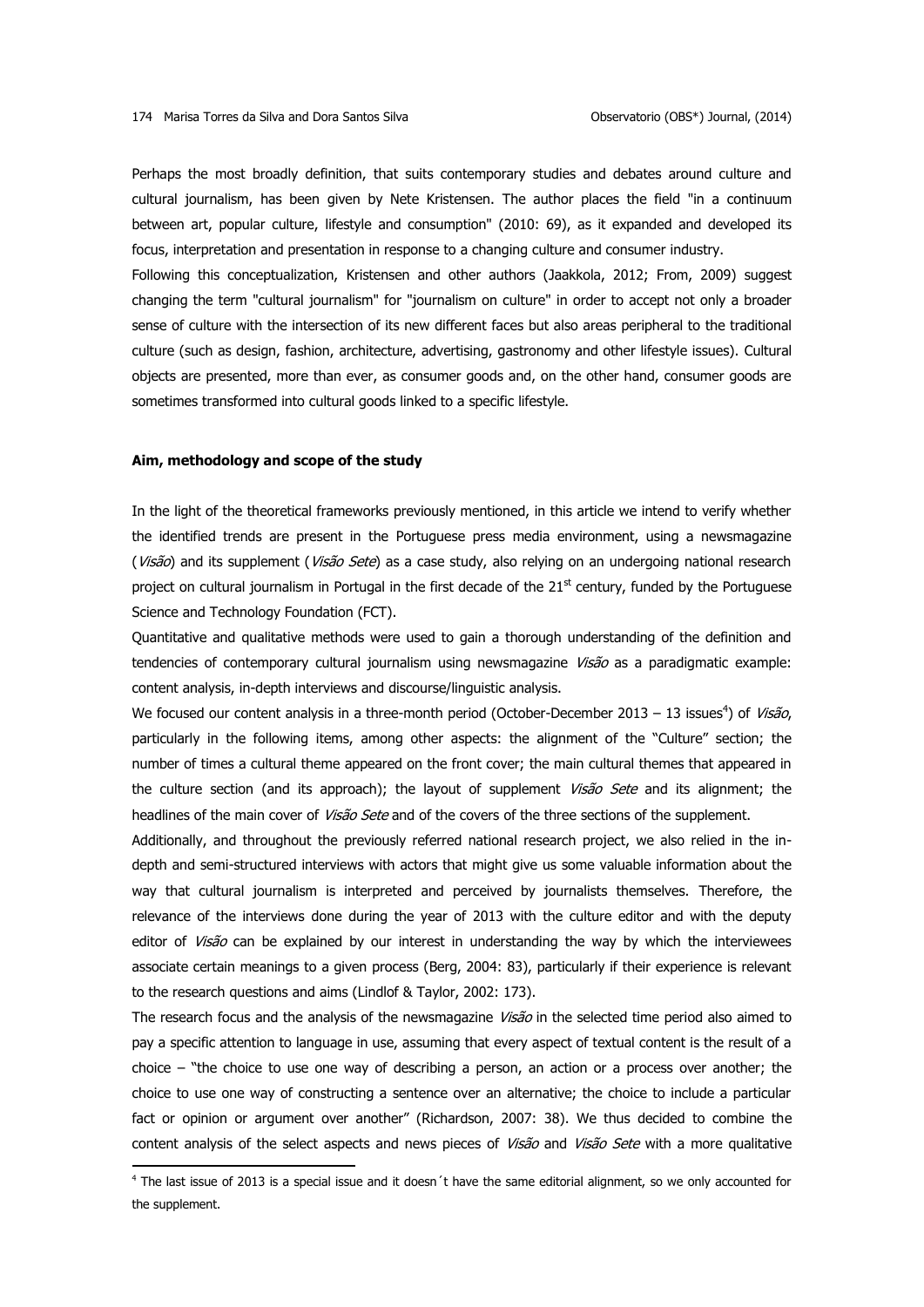Perhaps the most broadly definition, that suits contemporary studies and debates around culture and cultural journalism, has been given by Nete Kristensen. The author places the field "in a continuum between art, popular culture, lifestyle and consumption" (2010: 69), as it expanded and developed its focus, interpretation and presentation in response to a changing culture and consumer industry.

Following this conceptualization, Kristensen and other authors (Jaakkola, 2012; From, 2009) suggest changing the term "cultural journalism" for "journalism on culture" in order to accept not only a broader sense of culture with the intersection of its new different faces but also areas peripheral to the traditional culture (such as design, fashion, architecture, advertising, gastronomy and other lifestyle issues). Cultural objects are presented, more than ever, as consumer goods and, on the other hand, consumer goods are sometimes transformed into cultural goods linked to a specific lifestyle.

### Aim, methodology and scope of the study

In the light of the theoretical frameworks previously mentioned, in this article we intend to verify whether the identified trends are present in the Portuguese press media environment, using a newsmagazine (*Visão*) and its supplement (*Visão Sete*) as a case study, also relying on an undergoing national research project on cultural journalism in Portugal in the first decade of the 21st century, funded by the Portuguese Science and Technology Foundation (FCT).

Quantitative and qualitative methods were used to gain a thorough understanding of the definition and tendencies of contemporary cultural journalism using newsmagazine *Visão* as a paradigmatic example: content analysis, in-depth interviews and discourse/linguistic analysis.

We focused our content analysis in a three-month period (October-December 2013 – 13 issues[4]) of *Visão*, particularly in the following items, among other aspects: the alignment of the "Culture" section; the number of times a cultural theme appeared on the front cover; the main cultural themes that appeared in the culture section (and its approach); the layout of supplement *Visão Sete* and its alignment; the headlines of the main cover of *Visão Sete* and of the covers of the three sections of the supplement.

Additionally, and throughout the previously referred national research project, we also relied in the in-depth and semi-structured interviews with actors that might give us some valuable information about the way that cultural journalism is interpreted and perceived by journalists themselves. Therefore, the relevance of the interviews done during the year of 2013 with the culture editor and with the deputy editor of *Visão* can be explained by our interest in understanding the way by which the interviewees associate certain meanings to a given process (Berg, 2004: 83), particularly if their experience is relevant to the research questions and aims (Lindlof & Taylor, 2002: 173).

The research focus and the analysis of the newsmagazine *Visão* in the selected time period also aimed to pay a specific attention to language in use, assuming that every aspect of textual content is the result of a choice – "the choice to use one way of describing a person, an action or a process over another; the choice to use one way of constructing a sentence over an alternative; the choice to include a particular fact or opinion or argument over another" (Richardson, 2007: 38). We thus decided to combine the content analysis of the select aspects and news pieces of *Visão* and *Visão Sete* with a more qualitative

[4] The last issue of 2013 is a special issue and it doesn´t have the same editorial alignment, so we only accounted for the supplement.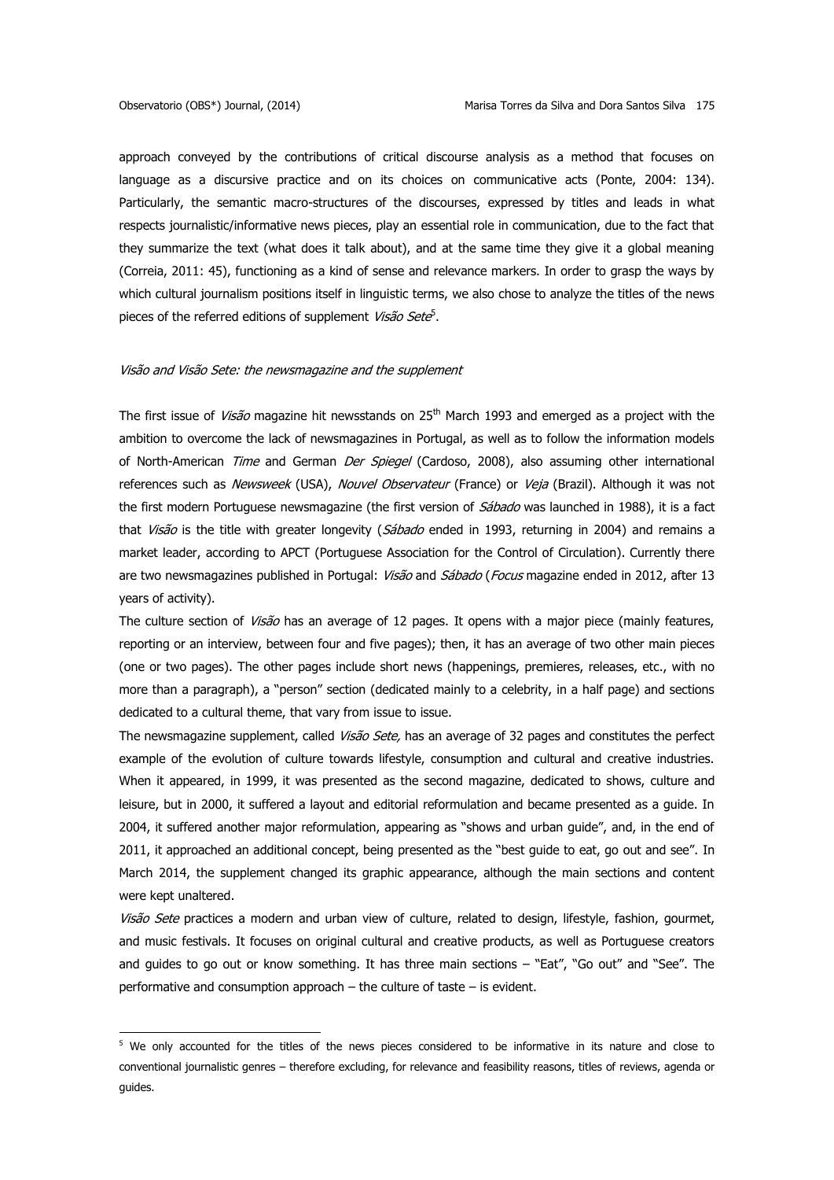approach conveyed by the contributions of critical discourse analysis as a method that focuses on language as a discursive practice and on its choices on communicative acts (Ponte, 2004: 134). Particularly, the semantic macro-structures of the discourses, expressed by titles and leads in what respects journalistic/informative news pieces, play an essential role in communication, due to the fact that they summarize the text (what does it talk about), and at the same time they give it a global meaning (Correia, 2011: 45), functioning as a kind of sense and relevance markers. In order to grasp the ways by which cultural journalism positions itself in linguistic terms, we also chose to analyze the titles of the news pieces of the referred editions of supplement *Visão Sete*[5].

### *Visão and Visão Sete: the newsmagazine and the supplement*

The first issue of *Visão* magazine hit newsstands on 25th March 1993 and emerged as a project with the ambition to overcome the lack of newsmagazines in Portugal, as well as to follow the information models of North-American *Time* and German *Der Spiegel* (Cardoso, 2008), also assuming other international references such as *Newsweek* (USA), *Nouvel Observateur* (France) or *Veja* (Brazil). Although it was not the first modern Portuguese newsmagazine (the first version of *Sábado* was launched in 1988), it is a fact that *Visão* is the title with greater longevity (*Sábado* ended in 1993, returning in 2004) and remains a market leader, according to APCT (Portuguese Association for the Control of Circulation). Currently there are two newsmagazines published in Portugal: *Visão* and *Sábado* (*Focus* magazine ended in 2012, after 13 years of activity).

The culture section of *Visão* has an average of 12 pages. It opens with a major piece (mainly features, reporting or an interview, between four and five pages); then, it has an average of two other main pieces (one or two pages). The other pages include short news (happenings, premieres, releases, etc., with no more than a paragraph), a "person" section (dedicated mainly to a celebrity, in a half page) and sections dedicated to a cultural theme, that vary from issue to issue.

The newsmagazine supplement, called *Visão Sete,* has an average of 32 pages and constitutes the perfect example of the evolution of culture towards lifestyle, consumption and cultural and creative industries. When it appeared, in 1999, it was presented as the second magazine, dedicated to shows, culture and leisure, but in 2000, it suffered a layout and editorial reformulation and became presented as a guide. In 2004, it suffered another major reformulation, appearing as "shows and urban guide", and, in the end of 2011, it approached an additional concept, being presented as the "best guide to eat, go out and see". In March 2014, the supplement changed its graphic appearance, although the main sections and content were kept unaltered.

*Visão Sete* practices a modern and urban view of culture, related to design, lifestyle, fashion, gourmet, and music festivals. It focuses on original cultural and creative products, as well as Portuguese creators and guides to go out or know something. It has three main sections – "Eat", "Go out" and "See". The performative and consumption approach – the culture of taste – is evident.

---

[5] We only accounted for the titles of the news pieces considered to be informative in its nature and close to conventional journalistic genres – therefore excluding, for relevance and feasibility reasons, titles of reviews, agenda or guides.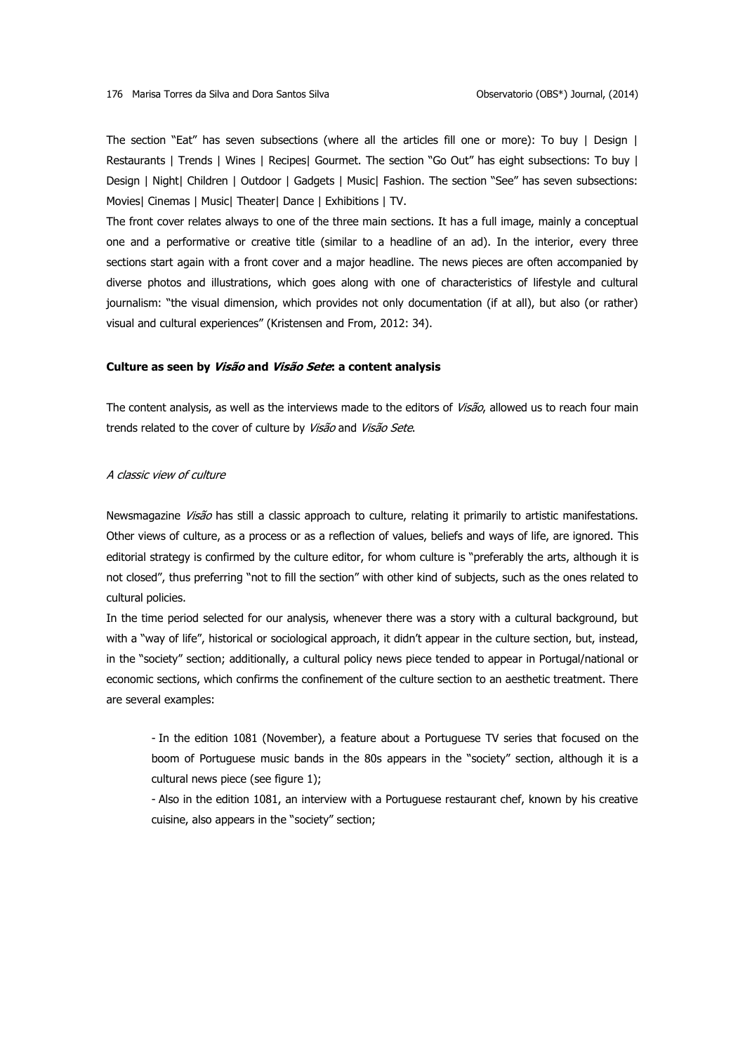The section "Eat" has seven subsections (where all the articles fill one or more): To buy | Design | Restaurants | Trends | Wines | Recipes| Gourmet. The section "Go Out" has eight subsections: To buy | Design | Night| Children | Outdoor | Gadgets | Music| Fashion. The section "See" has seven subsections: Movies| Cinemas | Music| Theater| Dance | Exhibitions | TV.

The front cover relates always to one of the three main sections. It has a full image, mainly a conceptual one and a performative or creative title (similar to a headline of an ad). In the interior, every three sections start again with a front cover and a major headline. The news pieces are often accompanied by diverse photos and illustrations, which goes along with one of characteristics of lifestyle and cultural journalism: "the visual dimension, which provides not only documentation (if at all), but also (or rather) visual and cultural experiences" (Kristensen and From, 2012: 34).

### Culture as seen by *Visão* and *Visão Sete*: a content analysis

The content analysis, as well as the interviews made to the editors of *Visão*, allowed us to reach four main trends related to the cover of culture by *Visão* and *Visão Sete*.

#### *A classic view of culture*

Newsmagazine *Visão* has still a classic approach to culture, relating it primarily to artistic manifestations. Other views of culture, as a process or as a reflection of values, beliefs and ways of life, are ignored. This editorial strategy is confirmed by the culture editor, for whom culture is "preferably the arts, although it is not closed", thus preferring "not to fill the section" with other kind of subjects, such as the ones related to cultural policies.

In the time period selected for our analysis, whenever there was a story with a cultural background, but with a "way of life", historical or sociological approach, it didn't appear in the culture section, but, instead, in the "society" section; additionally, a cultural policy news piece tended to appear in Portugal/national or economic sections, which confirms the confinement of the culture section to an aesthetic treatment. There are several examples:

- In the edition 1081 (November), a feature about a Portuguese TV series that focused on the boom of Portuguese music bands in the 80s appears in the "society" section, although it is a cultural news piece (see figure 1);
- Also in the edition 1081, an interview with a Portuguese restaurant chef, known by his creative cuisine, also appears in the "society" section;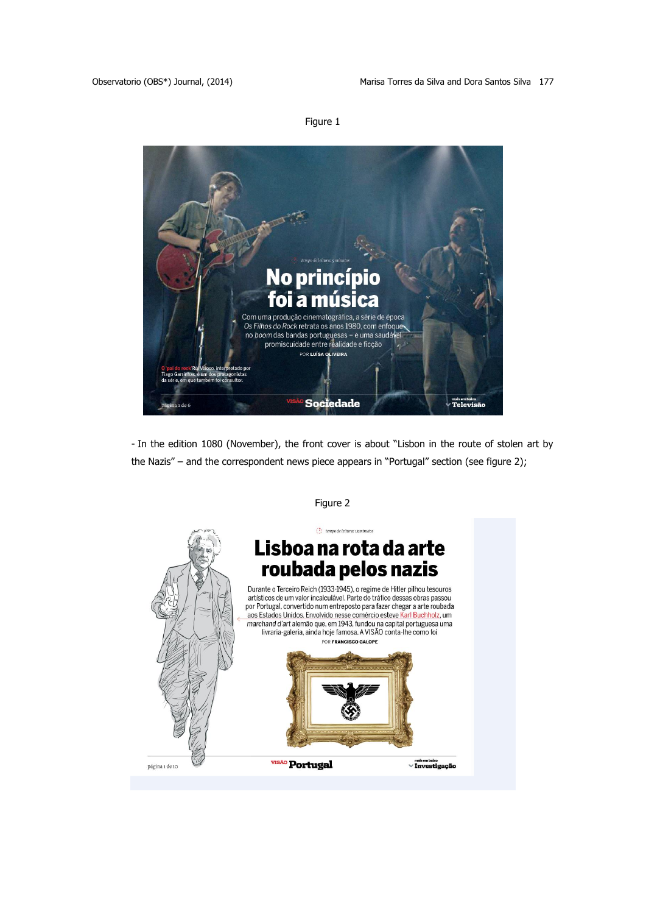Figure 1

- In the edition 1080 (November), the front cover is about “Lisbon in the route of stolen art by the Nazis” – and the correspondent news piece appears in “Portugal” section (see figure 2);

Figure 2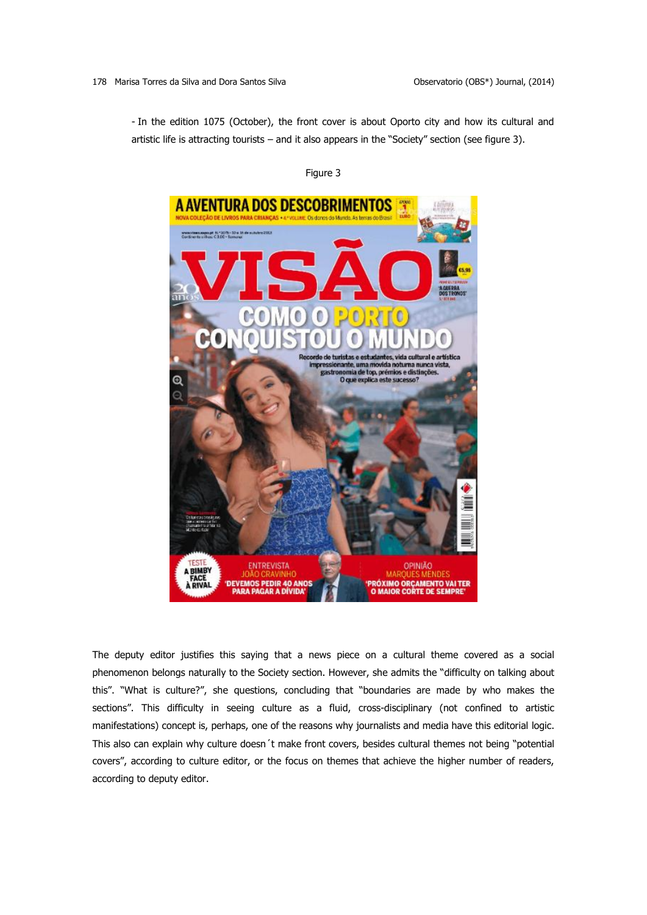- In the edition 1075 (October), the front cover is about Oporto city and how its cultural and artistic life is attracting tourists – and it also appears in the "Society" section (see figure 3).

Figure 3

The deputy editor justifies this saying that a news piece on a cultural theme covered as a social phenomenon belongs naturally to the Society section. However, she admits the "difficulty on talking about this". "What is culture?", she questions, concluding that "boundaries are made by who makes the sections". This difficulty in seeing culture as a fluid, cross-disciplinary (not confined to artistic manifestations) concept is, perhaps, one of the reasons why journalists and media have this editorial logic. This also can explain why culture doesn´t make front covers, besides cultural themes not being "potential covers", according to culture editor, or the focus on themes that achieve the higher number of readers, according to deputy editor.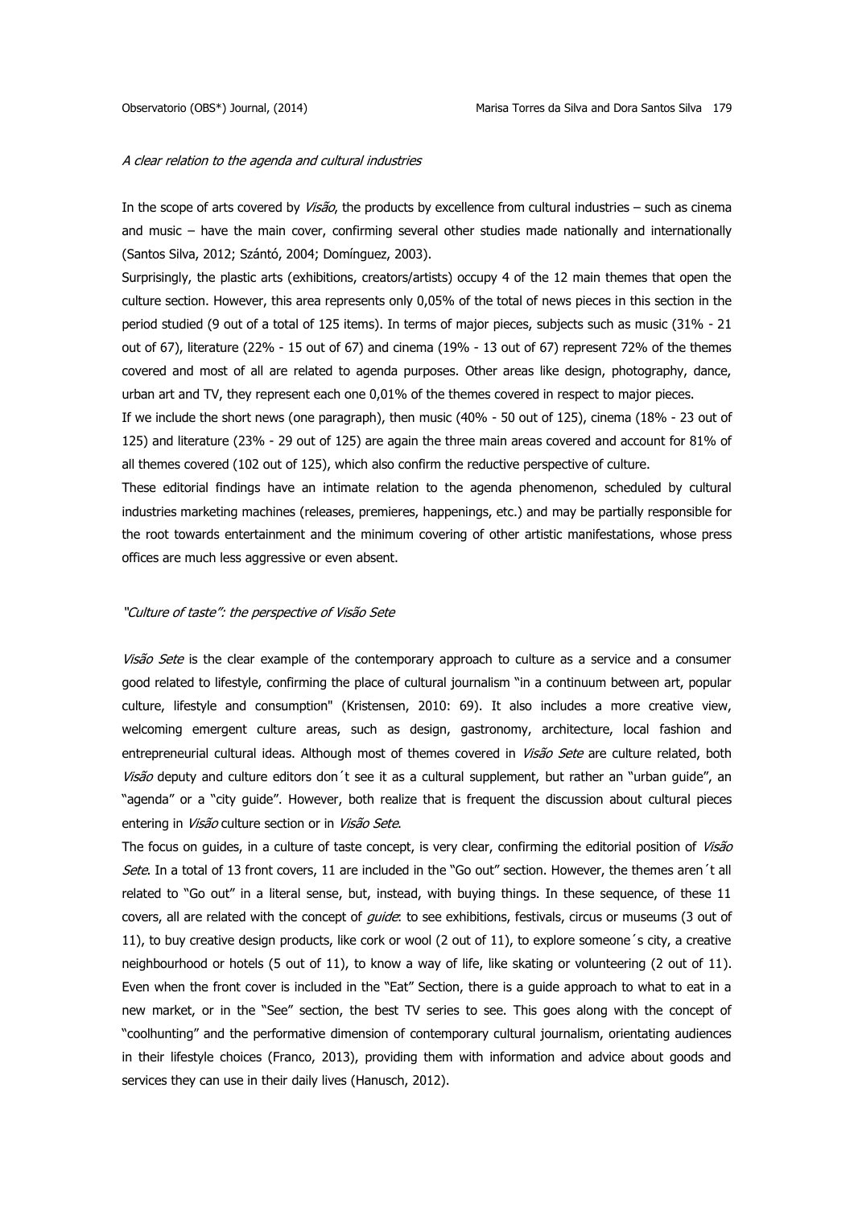*A clear relation to the agenda and cultural industries*

In the scope of arts covered by *Visão*, the products by excellence from cultural industries – such as cinema and music – have the main cover, confirming several other studies made nationally and internationally (Santos Silva, 2012; Szántó, 2004; Domínguez, 2003).

Surprisingly, the plastic arts (exhibitions, creators/artists) occupy 4 of the 12 main themes that open the culture section. However, this area represents only 0,05% of the total of news pieces in this section in the period studied (9 out of a total of 125 items). In terms of major pieces, subjects such as music (31% - 21 out of 67), literature (22% - 15 out of 67) and cinema (19% - 13 out of 67) represent 72% of the themes covered and most of all are related to agenda purposes. Other areas like design, photography, dance, urban art and TV, they represent each one 0,01% of the themes covered in respect to major pieces.

If we include the short news (one paragraph), then music (40% - 50 out of 125), cinema (18% - 23 out of 125) and literature (23% - 29 out of 125) are again the three main areas covered and account for 81% of all themes covered (102 out of 125), which also confirm the reductive perspective of culture.

These editorial findings have an intimate relation to the agenda phenomenon, scheduled by cultural industries marketing machines (releases, premieres, happenings, etc.) and may be partially responsible for the root towards entertainment and the minimum covering of other artistic manifestations, whose press offices are much less aggressive or even absent.

*"Culture of taste": the perspective of Visão Sete*

*Visão Sete* is the clear example of the contemporary approach to culture as a service and a consumer good related to lifestyle, confirming the place of cultural journalism "in a continuum between art, popular culture, lifestyle and consumption" (Kristensen, 2010: 69). It also includes a more creative view, welcoming emergent culture areas, such as design, gastronomy, architecture, local fashion and entrepreneurial cultural ideas. Although most of themes covered in *Visão Sete* are culture related, both *Visão* deputy and culture editors don´t see it as a cultural supplement, but rather an "urban guide", an "agenda" or a "city guide". However, both realize that is frequent the discussion about cultural pieces entering in *Visão* culture section or in *Visão Sete*.

The focus on guides, in a culture of taste concept, is very clear, confirming the editorial position of *Visão Sete*. In a total of 13 front covers, 11 are included in the "Go out" section. However, the themes aren´t all related to "Go out" in a literal sense, but, instead, with buying things. In these sequence, of these 11 covers, all are related with the concept of *guide*: to see exhibitions, festivals, circus or museums (3 out of 11), to buy creative design products, like cork or wool (2 out of 11), to explore someone´s city, a creative neighbourhood or hotels (5 out of 11), to know a way of life, like skating or volunteering (2 out of 11). Even when the front cover is included in the "Eat" Section, there is a guide approach to what to eat in a new market, or in the "See" section, the best TV series to see. This goes along with the concept of "coolhunting" and the performative dimension of contemporary cultural journalism, orientating audiences in their lifestyle choices (Franco, 2013), providing them with information and advice about goods and services they can use in their daily lives (Hanusch, 2012).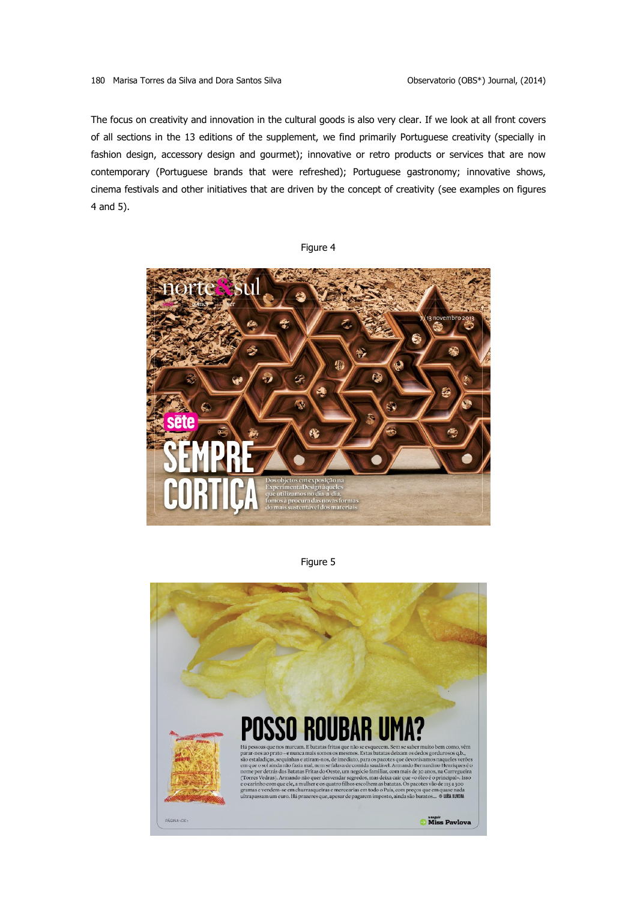The focus on creativity and innovation in the cultural goods is also very clear. If we look at all front covers of all sections in the 13 editions of the supplement, we find primarily Portuguese creativity (specially in fashion design, accessory design and gourmet); innovative or retro products or services that are now contemporary (Portuguese brands that were refreshed); Portuguese gastronomy; innovative shows, cinema festivals and other initiatives that are driven by the concept of creativity (see examples on figures 4 and 5).

Figure 4

Figure 5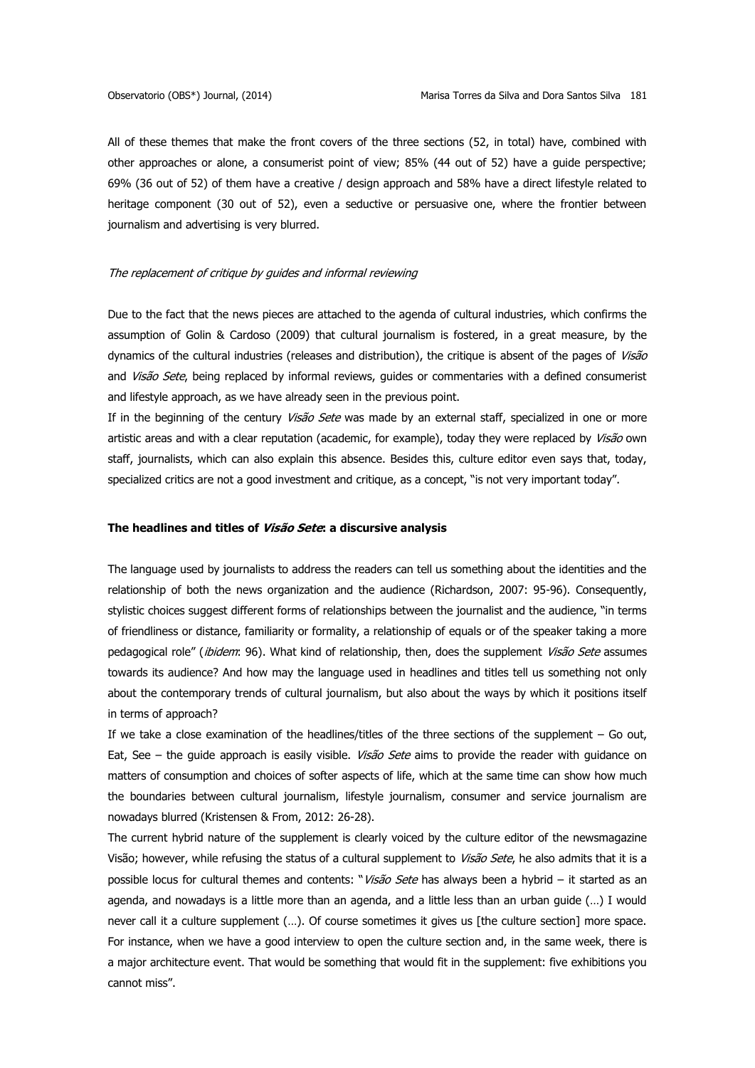All of these themes that make the front covers of the three sections (52, in total) have, combined with other approaches or alone, a consumerist point of view; 85% (44 out of 52) have a guide perspective; 69% (36 out of 52) of them have a creative / design approach and 58% have a direct lifestyle related to heritage component (30 out of 52), even a seductive or persuasive one, where the frontier between journalism and advertising is very blurred.

*The replacement of critique by guides and informal reviewing*

Due to the fact that the news pieces are attached to the agenda of cultural industries, which confirms the assumption of Golin & Cardoso (2009) that cultural journalism is fostered, in a great measure, by the dynamics of the cultural industries (releases and distribution), the critique is absent of the pages of *Visão* and *Visão Sete*, being replaced by informal reviews, guides or commentaries with a defined consumerist and lifestyle approach, as we have already seen in the previous point.

If in the beginning of the century *Visão Sete* was made by an external staff, specialized in one or more artistic areas and with a clear reputation (academic, for example), today they were replaced by *Visão* own staff, journalists, which can also explain this absence. Besides this, culture editor even says that, today, specialized critics are not a good investment and critique, as a concept, "is not very important today".

**The headlines and titles of *Visão Sete*: a discursive analysis**

The language used by journalists to address the readers can tell us something about the identities and the relationship of both the news organization and the audience (Richardson, 2007: 95-96). Consequently, stylistic choices suggest different forms of relationships between the journalist and the audience, "in terms of friendliness or distance, familiarity or formality, a relationship of equals or of the speaker taking a more pedagogical role" (*ibidem*: 96). What kind of relationship, then, does the supplement *Visão Sete* assumes towards its audience? And how may the language used in headlines and titles tell us something not only about the contemporary trends of cultural journalism, but also about the ways by which it positions itself in terms of approach?

If we take a close examination of the headlines/titles of the three sections of the supplement – Go out, Eat, See – the guide approach is easily visible. *Visão Sete* aims to provide the reader with guidance on matters of consumption and choices of softer aspects of life, which at the same time can show how much the boundaries between cultural journalism, lifestyle journalism, consumer and service journalism are nowadays blurred (Kristensen & From, 2012: 26-28).

The current hybrid nature of the supplement is clearly voiced by the culture editor of the newsmagazine Visão; however, while refusing the status of a cultural supplement to *Visão Sete*, he also admits that it is a possible locus for cultural themes and contents: "*Visão Sete* has always been a hybrid – it started as an agenda, and nowadays is a little more than an agenda, and a little less than an urban guide (…) I would never call it a culture supplement (…). Of course sometimes it gives us [the culture section] more space. For instance, when we have a good interview to open the culture section and, in the same week, there is a major architecture event. That would be something that would fit in the supplement: five exhibitions you cannot miss".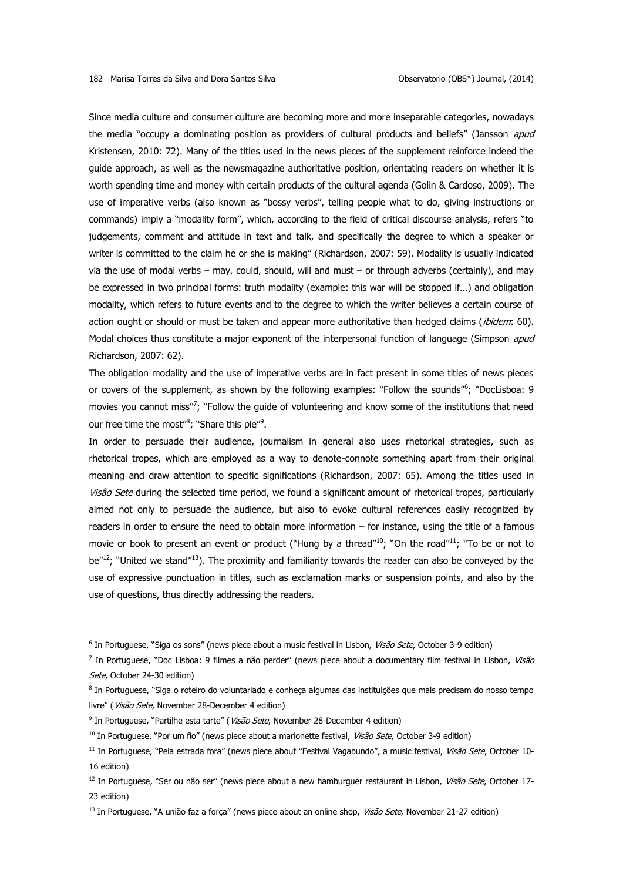Since media culture and consumer culture are becoming more and more inseparable categories, nowadays the media "occupy a dominating position as providers of cultural products and beliefs" (Jansson *apud* Kristensen, 2010: 72). Many of the titles used in the news pieces of the supplement reinforce indeed the guide approach, as well as the newsmagazine authoritative position, orientating readers on whether it is worth spending time and money with certain products of the cultural agenda (Golin & Cardoso, 2009). The use of imperative verbs (also known as "bossy verbs", telling people what to do, giving instructions or commands) imply a "modality form", which, according to the field of critical discourse analysis, refers "to judgements, comment and attitude in text and talk, and specifically the degree to which a speaker or writer is committed to the claim he or she is making" (Richardson, 2007: 59). Modality is usually indicated via the use of modal verbs – may, could, should, will and must – or through adverbs (certainly), and may be expressed in two principal forms: truth modality (example: this war will be stopped if…) and obligation modality, which refers to future events and to the degree to which the writer believes a certain course of action ought or should or must be taken and appear more authoritative than hedged claims (*ibidem*: 60). Modal choices thus constitute a major exponent of the interpersonal function of language (Simpson *apud* Richardson, 2007: 62).

The obligation modality and the use of imperative verbs are in fact present in some titles of news pieces or covers of the supplement, as shown by the following examples: "Follow the sounds"[6]; "DocLisboa: 9 movies you cannot miss"[7]; "Follow the guide of volunteering and know some of the institutions that need our free time the most"[8]; "Share this pie"[9].

In order to persuade their audience, journalism in general also uses rhetorical strategies, such as rhetorical tropes, which are employed as a way to denote-connote something apart from their original meaning and draw attention to specific significations (Richardson, 2007: 65). Among the titles used in *Visão Sete* during the selected time period, we found a significant amount of rhetorical tropes, particularly aimed not only to persuade the audience, but also to evoke cultural references easily recognized by readers in order to ensure the need to obtain more information – for instance, using the title of a famous movie or book to present an event or product ("Hung by a thread"[10]; "On the road"[11]; "To be or not to be"[12]; "United we stand"[13]). The proximity and familiarity towards the reader can also be conveyed by the use of expressive punctuation in titles, such as exclamation marks or suspension points, and also by the use of questions, thus directly addressing the readers.

---

[6] In Portuguese, "Siga os sons" (news piece about a music festival in Lisbon, *Visão Sete*, October 3-9 edition)

[7] In Portuguese, "Doc Lisboa: 9 filmes a não perder" (news piece about a documentary film festival in Lisbon, *Visão Sete*, October 24-30 edition)

[8] In Portuguese, "Siga o roteiro do voluntariado e conheça algumas das instituições que mais precisam do nosso tempo livre" (*Visão Sete*, November 28-December 4 edition)

[9] In Portuguese, "Partilhe esta tarte" (*Visão Sete*, November 28-December 4 edition)

[10] In Portuguese, "Por um fio" (news piece about a marionette festival, *Visão Sete*, October 3-9 edition)

[11] In Portuguese, "Pela estrada fora" (news piece about "Festival Vagabundo", a music festival, *Visão Sete*, October 10-16 edition)

[12] In Portuguese, "Ser ou não ser" (news piece about a new hamburguer restaurant in Lisbon, *Visão Sete*, October 17-23 edition)

[13] In Portuguese, "A união faz a força" (news piece about an online shop, *Visão Sete*, November 21-27 edition)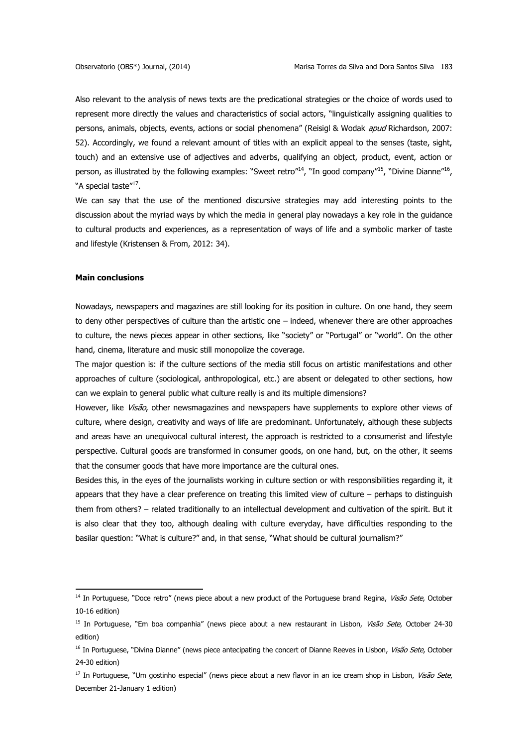Also relevant to the analysis of news texts are the predicational strategies or the choice of words used to represent more directly the values and characteristics of social actors, "linguistically assigning qualities to persons, animals, objects, events, actions or social phenomena" (Reisigl & Wodak *apud* Richardson, 2007: 52). Accordingly, we found a relevant amount of titles with an explicit appeal to the senses (taste, sight, touch) and an extensive use of adjectives and adverbs, qualifying an object, product, event, action or person, as illustrated by the following examples: "Sweet retro"[14], "In good company"[15], "Divine Dianne"[16], "A special taste"[17].

We can say that the use of the mentioned discursive strategies may add interesting points to the discussion about the myriad ways by which the media in general play nowadays a key role in the guidance to cultural products and experiences, as a representation of ways of life and a symbolic marker of taste and lifestyle (Kristensen & From, 2012: 34).

**Main conclusions**

Nowadays, newspapers and magazines are still looking for its position in culture. On one hand, they seem to deny other perspectives of culture than the artistic one – indeed, whenever there are other approaches to culture, the news pieces appear in other sections, like "society" or "Portugal" or "world". On the other hand, cinema, literature and music still monopolize the coverage.

The major question is: if the culture sections of the media still focus on artistic manifestations and other approaches of culture (sociological, anthropological, etc.) are absent or delegated to other sections, how can we explain to general public what culture really is and its multiple dimensions?

However, like *Visão*, other newsmagazines and newspapers have supplements to explore other views of culture, where design, creativity and ways of life are predominant. Unfortunately, although these subjects and areas have an unequivocal cultural interest, the approach is restricted to a consumerist and lifestyle perspective. Cultural goods are transformed in consumer goods, on one hand, but, on the other, it seems that the consumer goods that have more importance are the cultural ones.

Besides this, in the eyes of the journalists working in culture section or with responsibilities regarding it, it appears that they have a clear preference on treating this limited view of culture – perhaps to distinguish them from others? – related traditionally to an intellectual development and cultivation of the spirit. But it is also clear that they too, although dealing with culture everyday, have difficulties responding to the basilar question: "What is culture?" and, in that sense, "What should be cultural journalism?"

[14] In Portuguese, "Doce retro" (news piece about a new product of the Portuguese brand Regina, *Visão Sete*, October 10-16 edition)

[15] In Portuguese, "Em boa companhia" (news piece about a new restaurant in Lisbon, *Visão Sete*, October 24-30 edition)

[16] In Portuguese, "Divina Dianne" (news piece antecipating the concert of Dianne Reeves in Lisbon, *Visão Sete*, October 24-30 edition)

[17] In Portuguese, "Um gostinho especial" (news piece about a new flavor in an ice cream shop in Lisbon, *Visão Sete*, December 21-January 1 edition)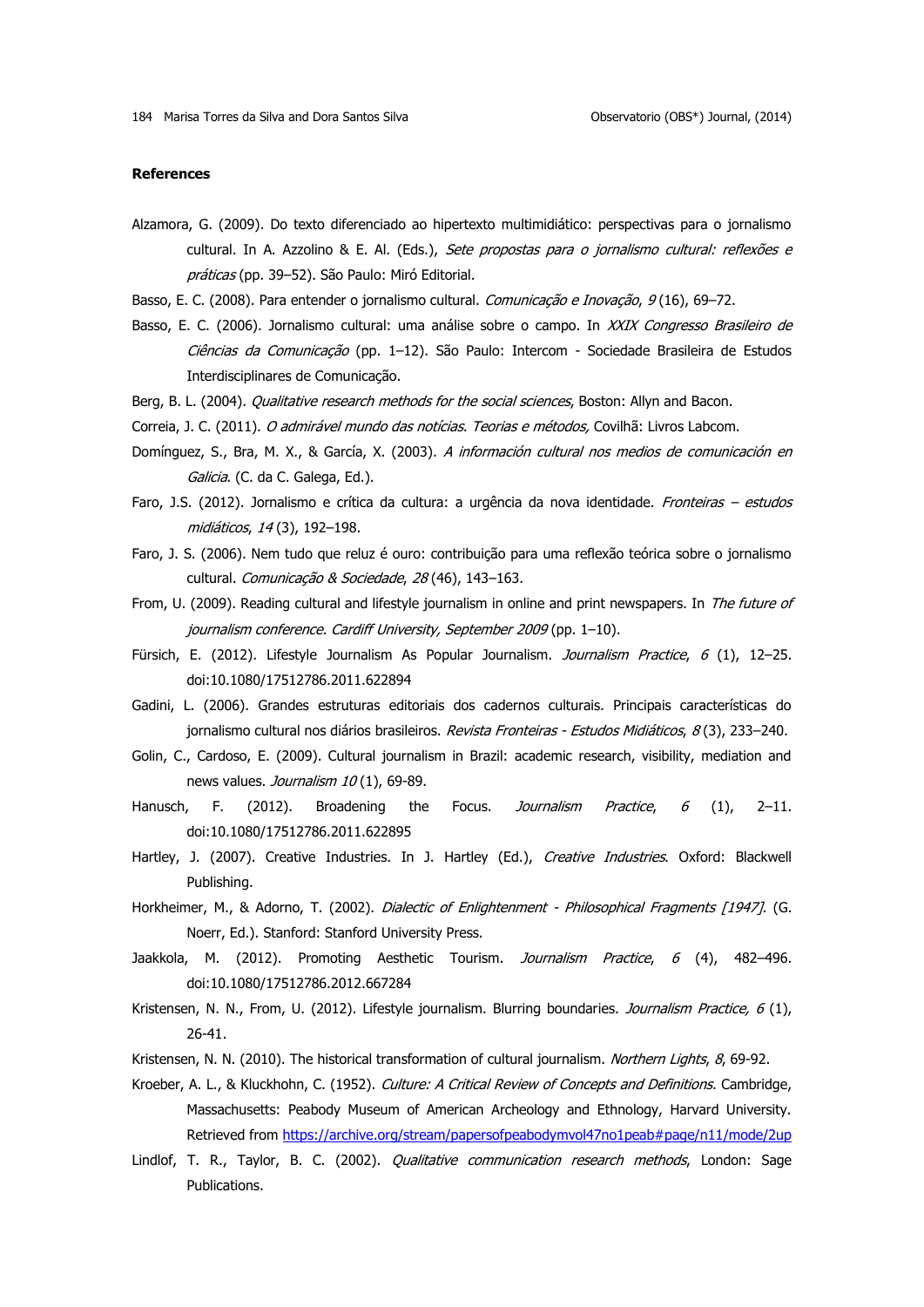**References**

Alzamora, G. (2009). Do texto diferenciado ao hipertexto multimidiático: perspectivas para o jornalismo cultural. In A. Azzolino & E. Al. (Eds.), *Sete propostas para o jornalismo cultural: reflexões e práticas* (pp. 39–52). São Paulo: Miró Editorial.

Basso, E. C. (2008). Para entender o jornalismo cultural. *Comunicação e Inovação*, *9* (16), 69–72.

Basso, E. C. (2006). Jornalismo cultural: uma análise sobre o campo. In *XXIX Congresso Brasileiro de Ciências da Comunicação* (pp. 1–12). São Paulo: Intercom - Sociedade Brasileira de Estudos Interdisciplinares de Comunicação.

Berg, B. L. (2004). *Qualitative research methods for the social sciences*, Boston: Allyn and Bacon.

Correia, J. C. (2011). *O admirável mundo das notícias. Teorias e métodos,* Covilhã: Livros Labcom.

Domínguez, S., Bra, M. X., & García, X. (2003). *A información cultural nos medios de comunicación en Galicia*. (C. da C. Galega, Ed.).

Faro, J.S. (2012). Jornalismo e crítica da cultura: a urgência da nova identidade. *Fronteiras – estudos midiáticos*, *14* (3), 192–198.

Faro, J. S. (2006). Nem tudo que reluz é ouro: contribuição para uma reflexão teórica sobre o jornalismo cultural. *Comunicação & Sociedade*, *28* (46), 143–163.

From, U. (2009). Reading cultural and lifestyle journalism in online and print newspapers. In *The future of journalism conference. Cardiff University, September 2009* (pp. 1–10).

Fürsich, E. (2012). Lifestyle Journalism As Popular Journalism. *Journalism Practice*, *6* (1), 12–25. doi:10.1080/17512786.2011.622894

Gadini, L. (2006). Grandes estruturas editoriais dos cadernos culturais. Principais características do jornalismo cultural nos diários brasileiros. *Revista Fronteiras - Estudos Midiáticos*, *8* (3), 233–240.

Golin, C., Cardoso, E. (2009). Cultural journalism in Brazil: academic research, visibility, mediation and news values. *Journalism 10* (1), 69-89.

Hanusch, F. (2012). Broadening the Focus. *Journalism Practice*, *6* (1), 2–11. doi:10.1080/17512786.2011.622895

Hartley, J. (2007). Creative Industries. In J. Hartley (Ed.), *Creative Industries*. Oxford: Blackwell Publishing.

Horkheimer, M., & Adorno, T. (2002). *Dialectic of Enlightenment - Philosophical Fragments [1947]*. (G. Noerr, Ed.). Stanford: Stanford University Press.

Jaakkola, M. (2012). Promoting Aesthetic Tourism. *Journalism Practice*, *6* (4), 482–496. doi:10.1080/17512786.2012.667284

Kristensen, N. N., From, U. (2012). Lifestyle journalism. Blurring boundaries. *Journalism Practice, 6* (1), 26-41.

Kristensen, N. N. (2010). The historical transformation of cultural journalism. *Northern Lights*, *8*, 69-92.

Kroeber, A. L., & Kluckhohn, C. (1952). *Culture: A Critical Review of Concepts and Definitions*. Cambridge, Massachusetts: Peabody Museum of American Archeology and Ethnology, Harvard University. Retrieved from https://archive.org/stream/papersofpeabodymvol47no1peab#page/n11/mode/2up

Lindlof, T. R., Taylor, B. C. (2002). *Qualitative communication research methods*, London: Sage Publications.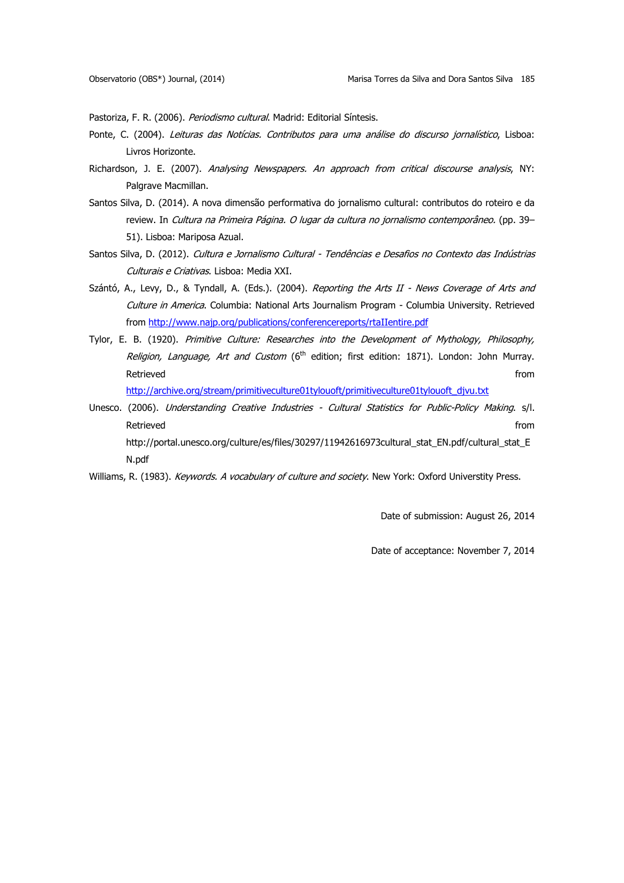Pastoriza, F. R. (2006). *Periodismo cultural*. Madrid: Editorial Síntesis.

Ponte, C. (2004). *Leituras das Notícias. Contributos para uma análise do discurso jornalístico*, Lisboa: Livros Horizonte.

Richardson, J. E. (2007). *Analysing Newspapers. An approach from critical discourse analysis*, NY: Palgrave Macmillan.

Santos Silva, D. (2014). A nova dimensão performativa do jornalismo cultural: contributos do roteiro e da review. In *Cultura na Primeira Página. O lugar da cultura no jornalismo contemporâneo*. (pp. 39–51). Lisboa: Mariposa Azual.

Santos Silva, D. (2012). *Cultura e Jornalismo Cultural - Tendências e Desafios no Contexto das Indústrias Culturais e Criativas*. Lisboa: Media XXI.

Szántó, A., Levy, D., & Tyndall, A. (Eds.). (2004). *Reporting the Arts II - News Coverage of Arts and Culture in America*. Columbia: National Arts Journalism Program - Columbia University. Retrieved from http://www.najp.org/publications/conferencereports/rtaIIentire.pdf

Tylor, E. B. (1920). *Primitive Culture: Researches into the Development of Mythology, Philosophy, Religion, Language, Art and Custom* (6th edition; first edition: 1871). London: John Murray. Retrieved from http://archive.org/stream/primitiveculture01tylouoft/primitiveculture01tylouoft_djvu.txt

Unesco. (2006). *Understanding Creative Industries - Cultural Statistics for Public-Policy Making*. s/l. Retrieved from http://portal.unesco.org/culture/es/files/30297/11942616973cultural_stat_EN.pdf/cultural_stat_EN.pdf

Williams, R. (1983). *Keywords. A vocabulary of culture and society*. New York: Oxford Universtity Press.

Date of submission: August 26, 2014

Date of acceptance: November 7, 2014